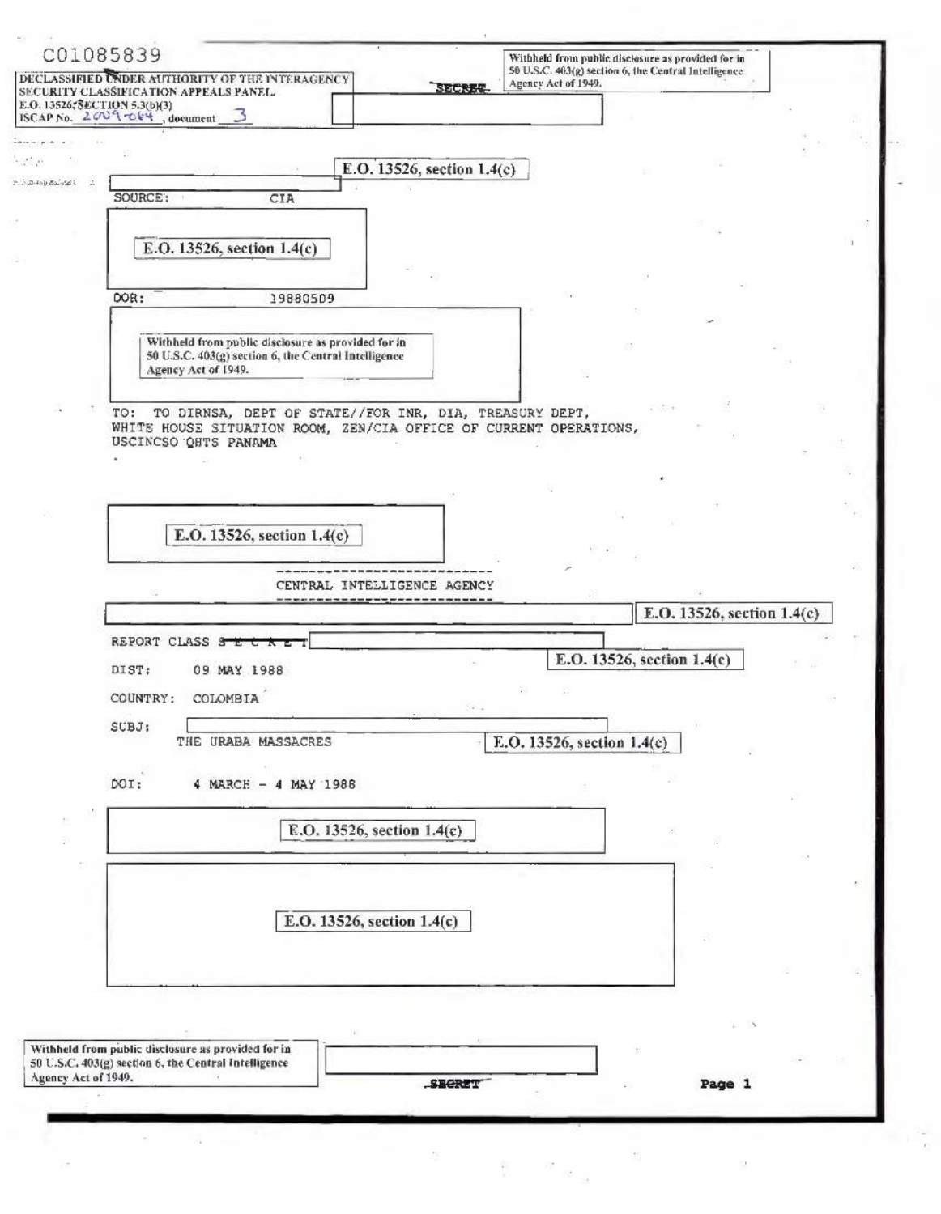C01085839

DECLASSIFIED UNDER AUTHORITY OF THE INTERAGENCY SECURITY CLASSIFICATION APPEALS PANEL.
E.O. 13526, SECTION 5.3(b)(3)
ISCAP No. 2009-064, document 3

SECRET

Withheld from public disclosure as provided for in 50 U.S.C. 403(g) section 6, the Central Intelligence Agency Act of 1949.

E.O. 13526, section 1.4(c)

SOURCE: CIA

E.O. 13526, section 1.4(c)

DOR: 19880509

Withheld from public disclosure as provided for in 50 U.S.C. 403(g) section 6, the Central Intelligence Agency Act of 1949.

TO: TO DIRNSA, DEPT OF STATE//FOR INR, DIA, TREASURY DEPT, WHITE HOUSE SITUATION ROOM, ZEN/CIA OFFICE OF CURRENT OPERATIONS, USCINCSO QHTS PANAMA

E.O. 13526, section 1.4(c)

CENTRAL INTELLIGENCE AGENCY

E.O. 13526, section 1.4(c)

REPORT CLASS ~~S E C R E T~~

E.O. 13526, section 1.4(c)

DIST: 09 MAY 1988

COUNTRY: COLOMBIA

SUBJ: THE URABA MASSACRES

E.O. 13526, section 1.4(c)

DOI: 4 MARCH - 4 MAY 1988

E.O. 13526, section 1.4(c)

E.O. 13526, section 1.4(c)

Withheld from public disclosure as provided for in 50 U.S.C. 403(g) section 6, the Central Intelligence Agency Act of 1949.

SECRET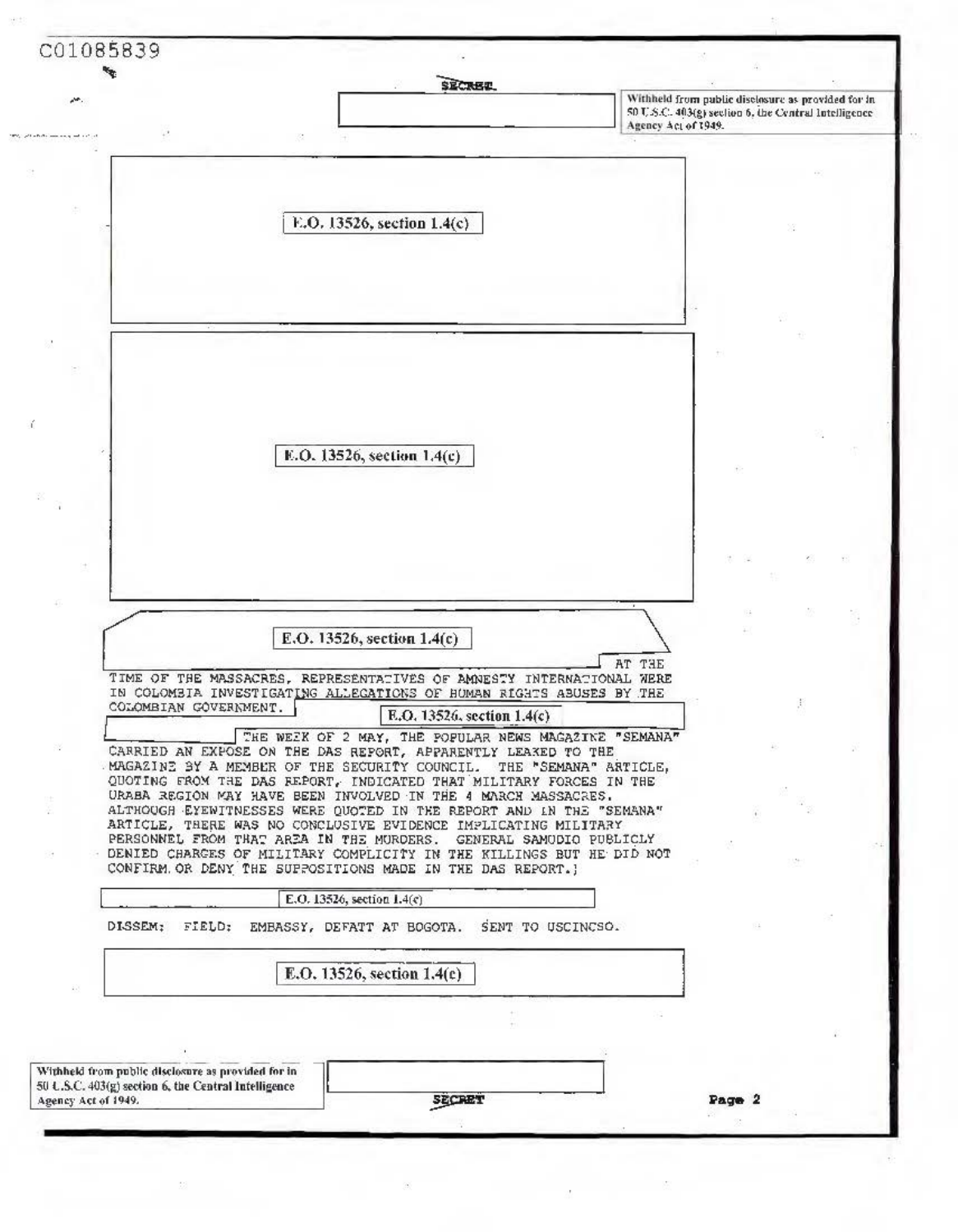C01085839

SECRET

Withheld from public disclosure as provided for in 50 U.S.C. 403(g) section 6, the Central Intelligence Agency Act of 1949.

E.O. 13526, section 1.4(c)

E.O. 13526, section 1.4(c)

E.O. 13526, section 1.4(c)

AT THE TIME OF THE MASSACRES, REPRESENTATIVES OF AMNESTY INTERNATIONAL WERE IN COLOMBIA INVESTIGATING ALLEGATIONS OF HUMAN RIGHTS ABUSES BY THE COLOMBIAN GOVERNMENT.

E.O. 13526, section 1.4(c)

THE WEEK OF 2 MAY, THE POPULAR NEWS MAGAZINE "SEMANA" CARRIED AN EXPOSE ON THE DAS REPORT, APPARENTLY LEAKED TO THE MAGAZINE BY A MEMBER OF THE SECURITY COUNCIL. THE "SEMANA" ARTICLE, QUOTING FROM THE DAS REPORT, INDICATED THAT MILITARY FORCES IN THE URABA REGION MAY HAVE BEEN INVOLVED IN THE 4 MARCH MASSACRES. ALTHOUGH EYEWITNESSES WERE QUOTED IN THE REPORT AND IN THE "SEMANA" ARTICLE, THERE WAS NO CONCLUSIVE EVIDENCE IMPLICATING MILITARY PERSONNEL FROM THAT AREA IN THE MURDERS. GENERAL SAMUDIO PUBLICLY DENIED CHARGES OF MILITARY COMPLICITY IN THE KILLINGS BUT HE DID NOT CONFIRM OR DENY THE SUPPOSITIONS MADE IN THE DAS REPORT.)

E.O. 13526, section 1.4(c)

DISSEM: FIELD: EMBASSY, DEFATT AT BOGOTA. SENT TO USCINCSO.

E.O. 13526, section 1.4(c)

Withheld from public disclosure as provided for in 50 U.S.C. 403(g) section 6, the Central Intelligence Agency Act of 1949.

SECRET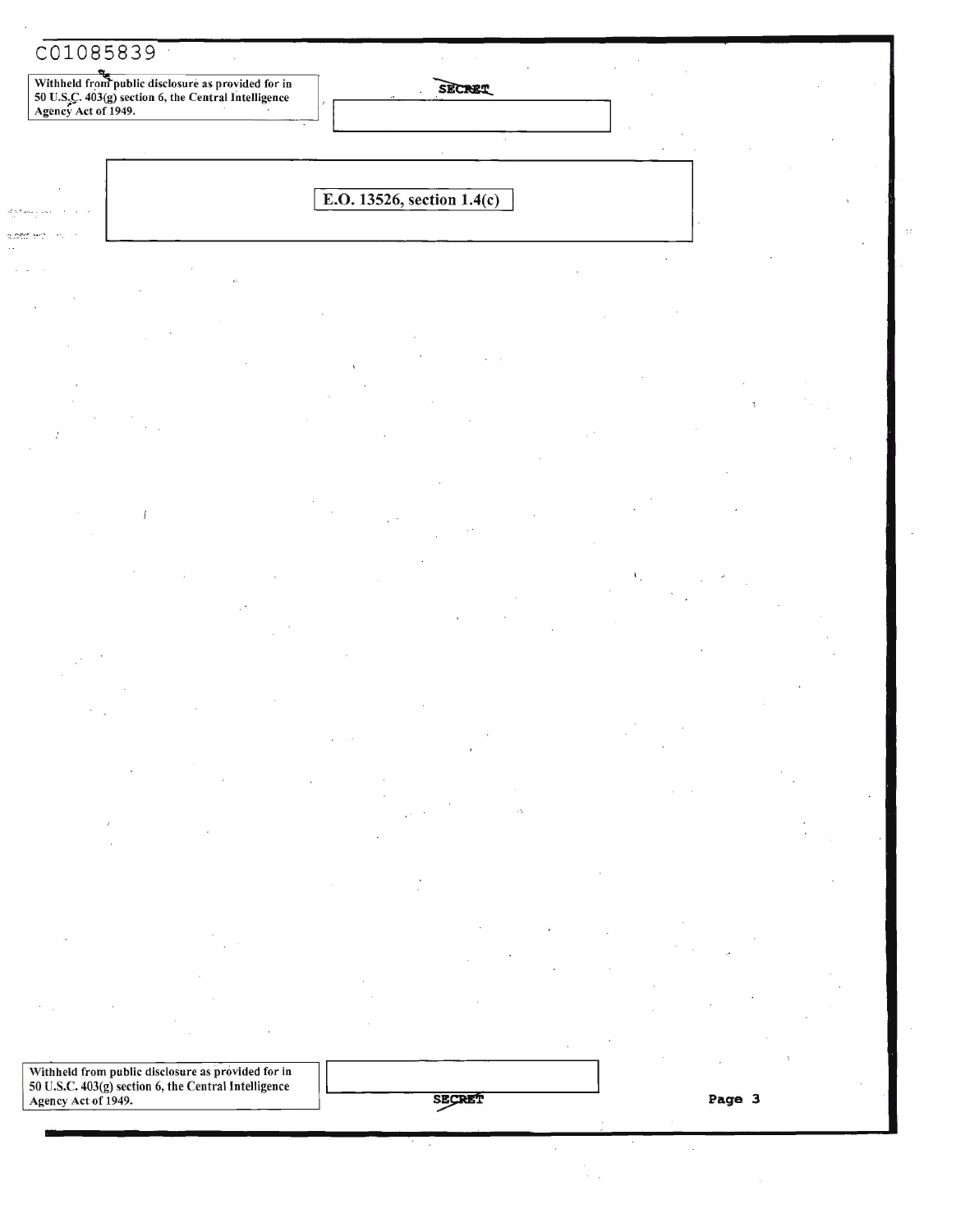C01085839

Withheld from public disclosure as provided for in 50 U.S.C. 403(g) section 6, the Central Intelligence Agency Act of 1949.

SECRET

E.O. 13526, section 1.4(c)

Withheld from public disclosure as provided for in 50 U.S.C. 403(g) section 6, the Central Intelligence Agency Act of 1949.

SECRET